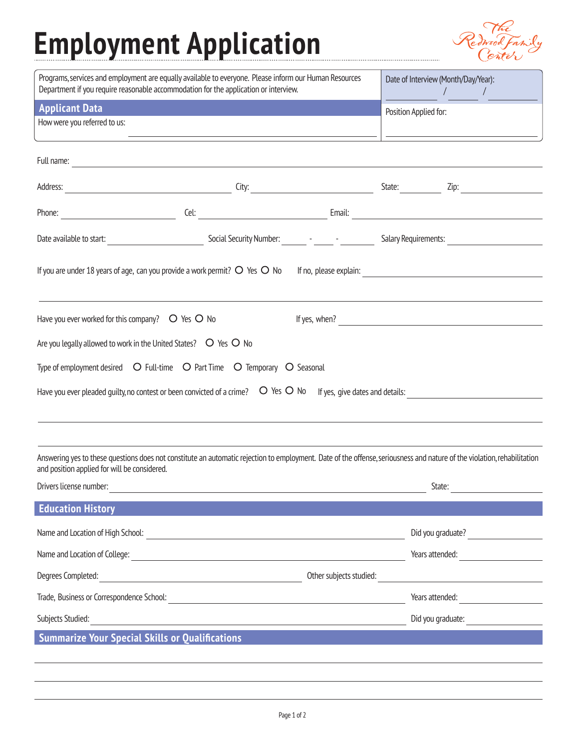# Employment Application

The Redwood Family Center

Programs, services and employment are equally available to everyone. Please inform our Human Resources Department if you require reasonable accommodation for the application or interview.

Date of Interview (Month/Day/Year): ______ / ______ / ______

## Applicant Data

How were you referred to us: ____________________

Position Applied for: ____________________

Full name: ____________________

Address: ____________________ City: ____________________ State: __________ Zip: __________

Phone: ____________________ Cel: ____________________ Email: ____________________

Date available to start: ____________________ Social Security Number: ______ - ______ - ______ Salary Requirements: ____________________

If you are under 18 years of age, can you provide a work permit? ○ Yes ○ No If no, please explain: ____________________

____________________

Have you ever worked for this company? ○ Yes ○ No If yes, when? ____________________

Are you legally allowed to work in the United States? ○ Yes ○ No

Type of employment desired ○ Full-time ○ Part Time ○ Temporary ○ Seasonal

Have you ever pleaded guilty, no contest or been convicted of a crime? ○ Yes ○ No If yes, give dates and details: ____________________

____________________

____________________

Answering yes to these questions does not constitute an automatic rejection to employment. Date of the offense, seriousness and nature of the violation, rehabilitation and position applied for will be considered.

Drivers license number: ____________________ State: __________

## Education History

Name and Location of High School: ____________________ Did you graduate? __________

Name and Location of College: ____________________ Years attended: __________

Degrees Completed: ____________________ Other subjects studied: ____________________

Trade, Business or Correspondence School: ____________________ Years attended: __________

Subjects Studied: ____________________ Did you graduate: __________

## Summarize Your Special Skills or Qualifications

____________________

____________________

____________________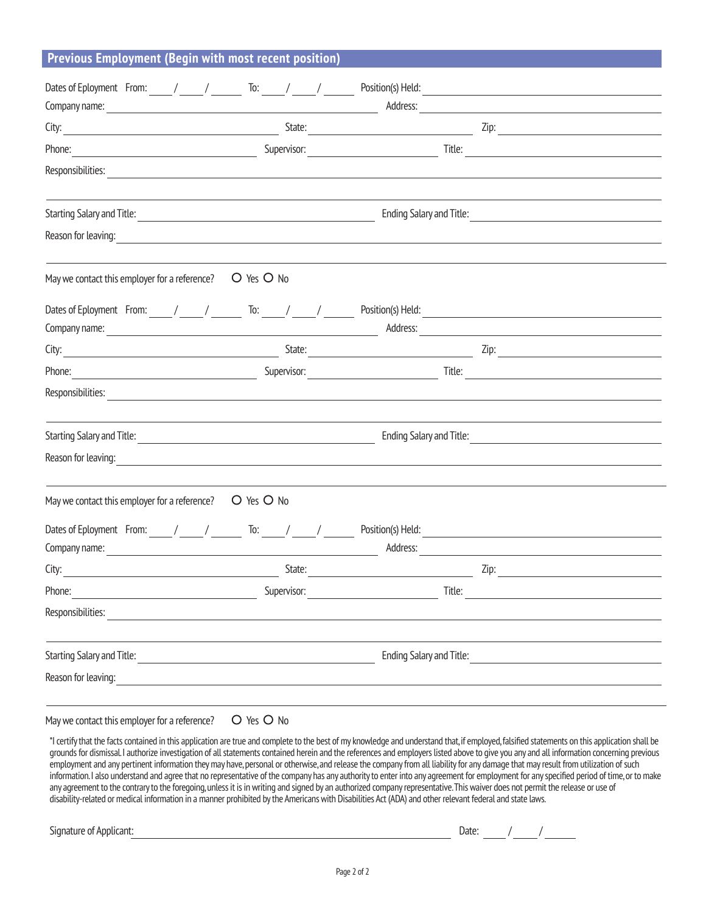## Previous Employment (Begin with most recent position)

Dates of Eployment From: \_\_\_\_ / \_\_\_\_ / \_\_\_\_\_\_ To: \_\_\_\_ / \_\_\_\_ / \_\_\_\_\_\_ Position(s) Held: \_\_\_\_\_\_\_\_\_\_\_\_\_\_\_\_\_\_\_\_

Company name: \_\_\_\_\_\_\_\_\_\_\_\_\_\_\_\_\_\_\_\_ Address: \_\_\_\_\_\_\_\_\_\_\_\_\_\_\_\_\_\_\_\_

City: \_\_\_\_\_\_\_\_\_\_\_\_\_\_\_\_ State: \_\_\_\_\_\_\_\_\_\_\_\_ Zip: \_\_\_\_\_\_\_\_\_\_\_\_

Phone: \_\_\_\_\_\_\_\_\_\_\_\_\_\_\_\_ Supervisor: \_\_\_\_\_\_\_\_\_\_\_\_ Title: \_\_\_\_\_\_\_\_\_\_\_\_

Responsibilities: \_\_\_\_\_\_\_\_\_\_\_\_\_\_\_\_\_\_\_\_\_\_\_\_\_\_\_\_\_\_\_\_\_\_\_\_\_\_\_\_

Starting Salary and Title: \_\_\_\_\_\_\_\_\_\_\_\_\_\_\_\_\_\_\_\_ Ending Salary and Title: \_\_\_\_\_\_\_\_\_\_\_\_\_\_\_\_\_\_\_\_

Reason for leaving: \_\_\_\_\_\_\_\_\_\_\_\_\_\_\_\_\_\_\_\_\_\_\_\_\_\_\_\_\_\_\_\_\_\_\_\_\_\_\_\_

May we contact this employer for a reference? ○ Yes ○ No

Dates of Eployment From: \_\_\_\_ / \_\_\_\_ / \_\_\_\_\_\_ To: \_\_\_\_ / \_\_\_\_ / \_\_\_\_\_\_ Position(s) Held: \_\_\_\_\_\_\_\_\_\_\_\_\_\_\_\_\_\_\_\_

Company name: \_\_\_\_\_\_\_\_\_\_\_\_\_\_\_\_\_\_\_\_ Address: \_\_\_\_\_\_\_\_\_\_\_\_\_\_\_\_\_\_\_\_

City: \_\_\_\_\_\_\_\_\_\_\_\_\_\_\_\_ State: \_\_\_\_\_\_\_\_\_\_\_\_ Zip: \_\_\_\_\_\_\_\_\_\_\_\_

Phone: \_\_\_\_\_\_\_\_\_\_\_\_\_\_\_\_ Supervisor: \_\_\_\_\_\_\_\_\_\_\_\_ Title: \_\_\_\_\_\_\_\_\_\_\_\_

Responsibilities: \_\_\_\_\_\_\_\_\_\_\_\_\_\_\_\_\_\_\_\_\_\_\_\_\_\_\_\_\_\_\_\_\_\_\_\_\_\_\_\_

Starting Salary and Title: \_\_\_\_\_\_\_\_\_\_\_\_\_\_\_\_\_\_\_\_ Ending Salary and Title: \_\_\_\_\_\_\_\_\_\_\_\_\_\_\_\_\_\_\_\_

Reason for leaving: \_\_\_\_\_\_\_\_\_\_\_\_\_\_\_\_\_\_\_\_\_\_\_\_\_\_\_\_\_\_\_\_\_\_\_\_\_\_\_\_

May we contact this employer for a reference? ○ Yes ○ No

Dates of Eployment From: \_\_\_\_ / \_\_\_\_ / \_\_\_\_\_\_ To: \_\_\_\_ / \_\_\_\_ / \_\_\_\_\_\_ Position(s) Held: \_\_\_\_\_\_\_\_\_\_\_\_\_\_\_\_\_\_\_\_

Company name: \_\_\_\_\_\_\_\_\_\_\_\_\_\_\_\_\_\_\_\_ Address: \_\_\_\_\_\_\_\_\_\_\_\_\_\_\_\_\_\_\_\_

City: \_\_\_\_\_\_\_\_\_\_\_\_\_\_\_\_ State: \_\_\_\_\_\_\_\_\_\_\_\_ Zip: \_\_\_\_\_\_\_\_\_\_\_\_

Phone: \_\_\_\_\_\_\_\_\_\_\_\_\_\_\_\_ Supervisor: \_\_\_\_\_\_\_\_\_\_\_\_ Title: \_\_\_\_\_\_\_\_\_\_\_\_

Responsibilities: \_\_\_\_\_\_\_\_\_\_\_\_\_\_\_\_\_\_\_\_\_\_\_\_\_\_\_\_\_\_\_\_\_\_\_\_\_\_\_\_

Starting Salary and Title: \_\_\_\_\_\_\_\_\_\_\_\_\_\_\_\_\_\_\_\_ Ending Salary and Title: \_\_\_\_\_\_\_\_\_\_\_\_\_\_\_\_\_\_\_\_

Reason for leaving: \_\_\_\_\_\_\_\_\_\_\_\_\_\_\_\_\_\_\_\_\_\_\_\_\_\_\_\_\_\_\_\_\_\_\_\_\_\_\_\_

May we contact this employer for a reference? ○ Yes ○ No

*I certify that the facts contained in this application are true and complete to the best of my knowledge and understand that, if employed, falsified statements on this application shall be grounds for dismissal. I authorize investigation of all statements contained herein and the references and employers listed above to give you any and all information concerning previous employment and any pertinent information they may have, personal or otherwise, and release the company from all liability for any damage that may result from utilization of such information. I also understand and agree that no representative of the company has any authority to enter into any agreement for employment for any specified period of time, or to make any agreement to the contrary to the foregoing, unless it is in writing and signed by an authorized company representative. This waiver does not permit the release or use of disability-related or medical information in a manner prohibited by the Americans with Disabilities Act (ADA) and other relevant federal and state laws.

Signature of Applicant: \_\_\_\_\_\_\_\_\_\_\_\_\_\_\_\_\_\_\_\_\_\_\_\_\_\_\_\_ Date: \_\_\_\_ / \_\_\_\_ / \_\_\_\_\_\_